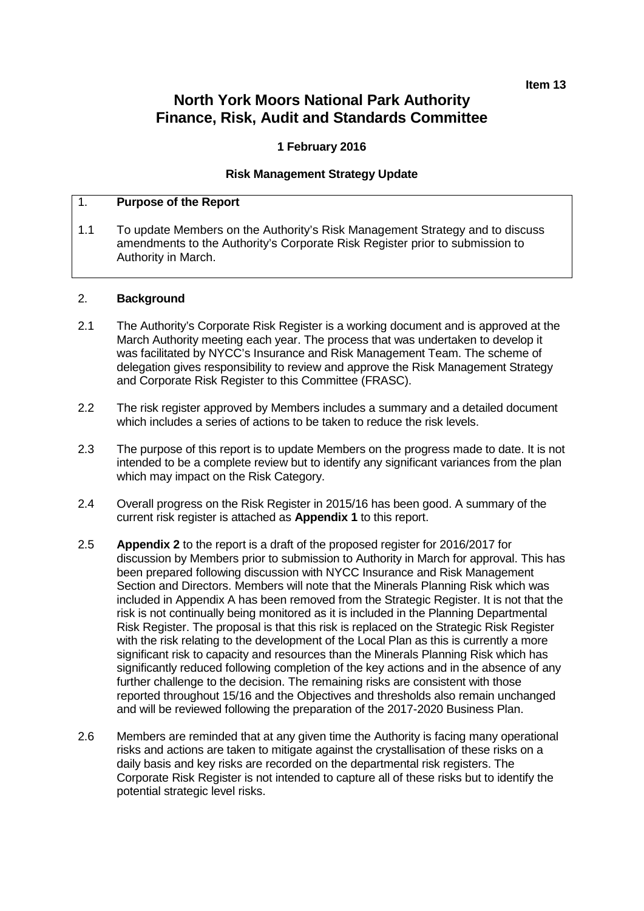**Item 13**

# North York Moors National Park Authority
# Finance, Risk, Audit and Standards Committee

**1 February 2016**

**Risk Management Strategy Update**

## 1. Purpose of the Report

1.1 To update Members on the Authority's Risk Management Strategy and to discuss amendments to the Authority's Corporate Risk Register prior to submission to Authority in March.

## 2. Background

2.1 The Authority's Corporate Risk Register is a working document and is approved at the March Authority meeting each year. The process that was undertaken to develop it was facilitated by NYCC's Insurance and Risk Management Team. The scheme of delegation gives responsibility to review and approve the Risk Management Strategy and Corporate Risk Register to this Committee (FRASC).

2.2 The risk register approved by Members includes a summary and a detailed document which includes a series of actions to be taken to reduce the risk levels.

2.3 The purpose of this report is to update Members on the progress made to date. It is not intended to be a complete review but to identify any significant variances from the plan which may impact on the Risk Category.

2.4 Overall progress on the Risk Register in 2015/16 has been good. A summary of the current risk register is attached as **Appendix 1** to this report.

2.5 **Appendix 2** to the report is a draft of the proposed register for 2016/2017 for discussion by Members prior to submission to Authority in March for approval. This has been prepared following discussion with NYCC Insurance and Risk Management Section and Directors. Members will note that the Minerals Planning Risk which was included in Appendix A has been removed from the Strategic Register. It is not that the risk is not continually being monitored as it is included in the Planning Departmental Risk Register. The proposal is that this risk is replaced on the Strategic Risk Register with the risk relating to the development of the Local Plan as this is currently a more significant risk to capacity and resources than the Minerals Planning Risk which has significantly reduced following completion of the key actions and in the absence of any further challenge to the decision. The remaining risks are consistent with those reported throughout 15/16 and the Objectives and thresholds also remain unchanged and will be reviewed following the preparation of the 2017-2020 Business Plan.

2.6 Members are reminded that at any given time the Authority is facing many operational risks and actions are taken to mitigate against the crystallisation of these risks on a daily basis and key risks are recorded on the departmental risk registers. The Corporate Risk Register is not intended to capture all of these risks but to identify the potential strategic level risks.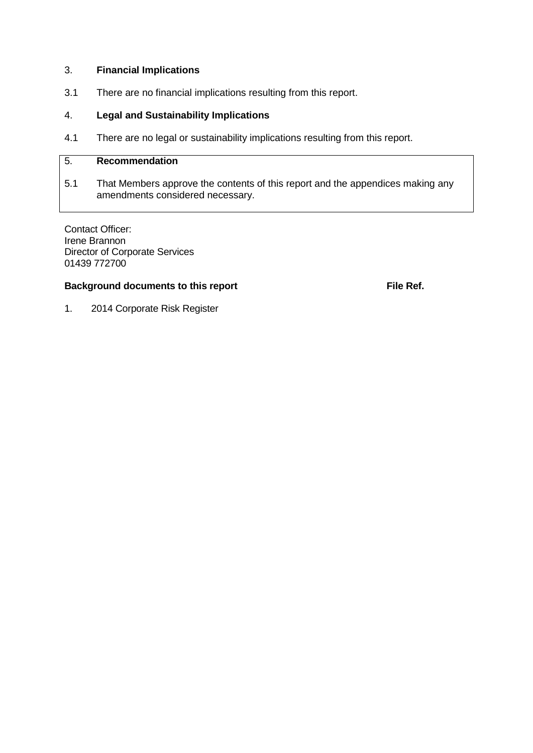## 3. **Financial Implications**

3.1 There are no financial implications resulting from this report.

## 4. **Legal and Sustainability Implications**

4.1 There are no legal or sustainability implications resulting from this report.

## 5. **Recommendation**

5.1 That Members approve the contents of this report and the appendices making any amendments considered necessary.

Contact Officer:
Irene Brannon
Director of Corporate Services
01439 772700

| **Background documents to this report** | **File Ref.** |
|---|---|
| 1. 2014 Corporate Risk Register | |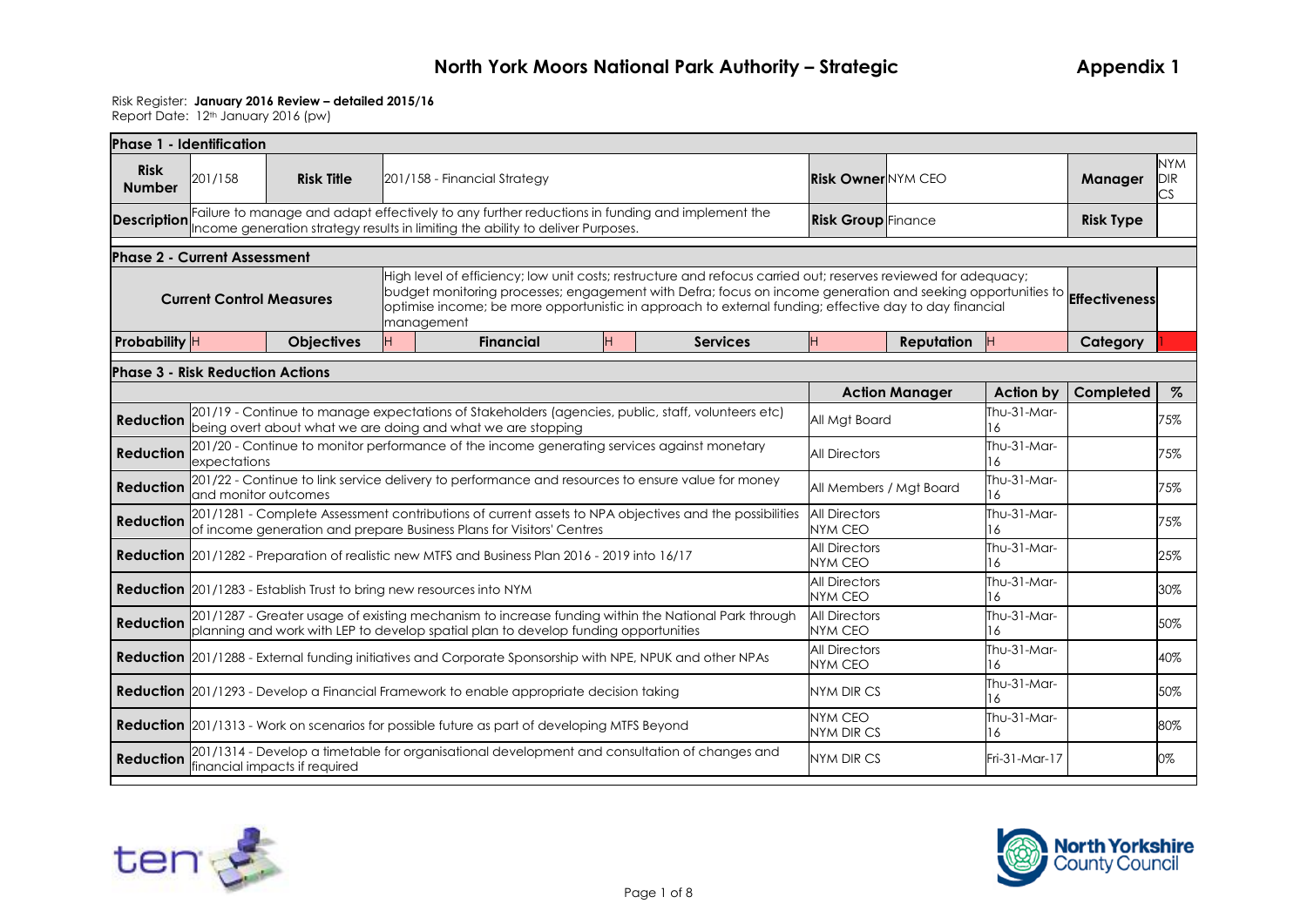# North York Moors National Park Authority – Strategic

**Appendix 1**

Risk Register: **January 2016 Review – detailed 2015/16**
Report Date: 12th January 2016 (pw)

**Phase 1 - Identification**

| | | | | | |
|---|---|---|---|---|---|
| **Risk Number** | 201/158 | **Risk Title** | 201/158 - Financial Strategy | **Risk Owner** NYM CEO | **Manager** NYM DIR CS |
| **Description** | Failure to manage and adapt effectively to any further reductions in funding and implement the Income generation strategy results in limiting the ability to deliver Purposes. | | | **Risk Group** Finance | **Risk Type** |

**Phase 2 - Current Assessment**

| | | |
|---|---|---|
| **Current Control Measures** | High level of efficiency; low unit costs; restructure and refocus carried out; reserves reviewed for adequacy; budget monitoring processes; engagement with Defra; focus on income generation and seeking opportunities to optimise income; be more opportunistic in approach to external funding; effective day to day financial management | **Effectiveness** |

| **Probability** | **Objectives** | **Financial** | **Services** | **Reputation** | **Category** |
|---|---|---|---|---|---|
| H | H | H | H | H | 1 |

**Phase 3 - Risk Reduction Actions**

| | | **Action Manager** | **Action by** | **Completed** | **%** |
|---|---|---|---|---|---|
| **Reduction** | 201/19 - Continue to manage expectations of Stakeholders (agencies, public, staff, volunteers etc) being overt about what we are doing and what we are stopping | All Mgt Board | Thu-31-Mar-16 | | 75% |
| **Reduction** | 201/20 - Continue to monitor performance of the income generating services against monetary expectations | All Directors | Thu-31-Mar-16 | | 75% |
| **Reduction** | 201/22 - Continue to link service delivery to performance and resources to ensure value for money and monitor outcomes | All Members / Mgt Board | Thu-31-Mar-16 | | 75% |
| **Reduction** | 201/1281 - Complete Assessment contributions of current assets to NPA objectives and the possibilities of income generation and prepare Business Plans for Visitors' Centres | All Directors NYM CEO | Thu-31-Mar-16 | | 75% |
| **Reduction** | 201/1282 - Preparation of realistic new MTFS and Business Plan 2016 - 2019 into 16/17 | All Directors NYM CEO | Thu-31-Mar-16 | | 25% |
| **Reduction** | 201/1283 - Establish Trust to bring new resources into NYM | All Directors NYM CEO | Thu-31-Mar-16 | | 30% |
| **Reduction** | 201/1287 - Greater usage of existing mechanism to increase funding within the National Park through planning and work with LEP to develop spatial plan to develop funding opportunities | All Directors NYM CEO | Thu-31-Mar-16 | | 50% |
| **Reduction** | 201/1288 - External funding initiatives and Corporate Sponsorship with NPE, NPUK and other NPAs | All Directors NYM CEO | Thu-31-Mar-16 | | 40% |
| **Reduction** | 201/1293 - Develop a Financial Framework to enable appropriate decision taking | NYM DIR CS | Thu-31-Mar-16 | | 50% |
| **Reduction** | 201/1313 - Work on scenarios for possible future as part of developing MTFS Beyond | NYM CEO NYM DIR CS | Thu-31-Mar-16 | | 80% |
| **Reduction** | 201/1314 - Develop a timetable for organisational development and consultation of changes and financial impacts if required | NYM DIR CS | Fri-31-Mar-17 | | 0% |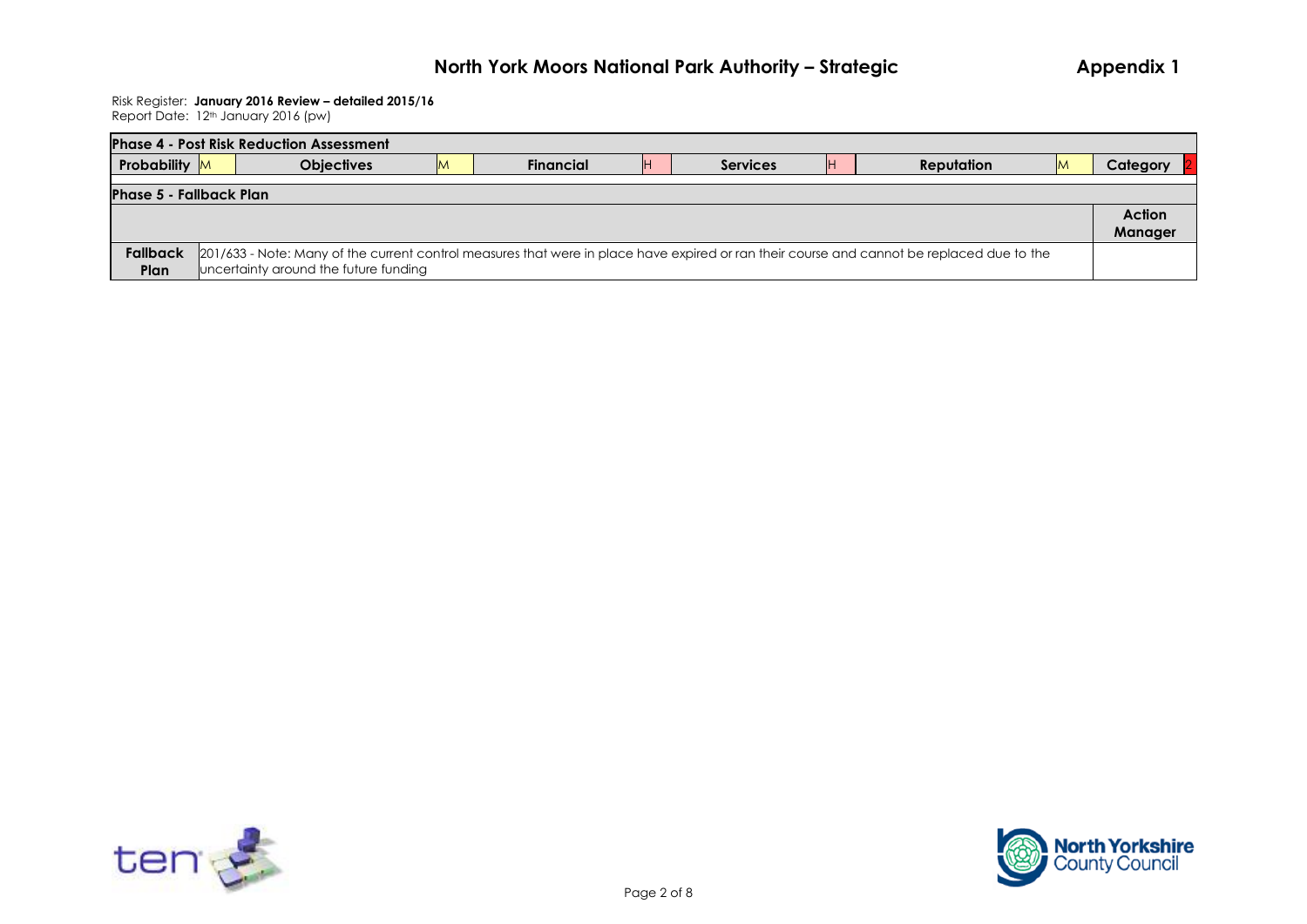Risk Register: **January 2016 Review – detailed 2015/16**
Report Date: 12th January 2016 (pw)

| **Phase 4 - Post Risk Reduction Assessment** | | | | | | | | | | | |
|---|---|---|---|---|---|---|---|---|---|---|---|
| **Probability** | M | **Objectives** | M | **Financial** | H | **Services** | H | **Reputation** | M | **Category** | 2 |

| **Phase 5 - Fallback Plan** | | |
|---|---|---|
| | | **Action Manager** |
| **Fallback Plan** | 201/633 - Note: Many of the current control measures that were in place have expired or ran their course and cannot be replaced due to the uncertainty around the future funding | |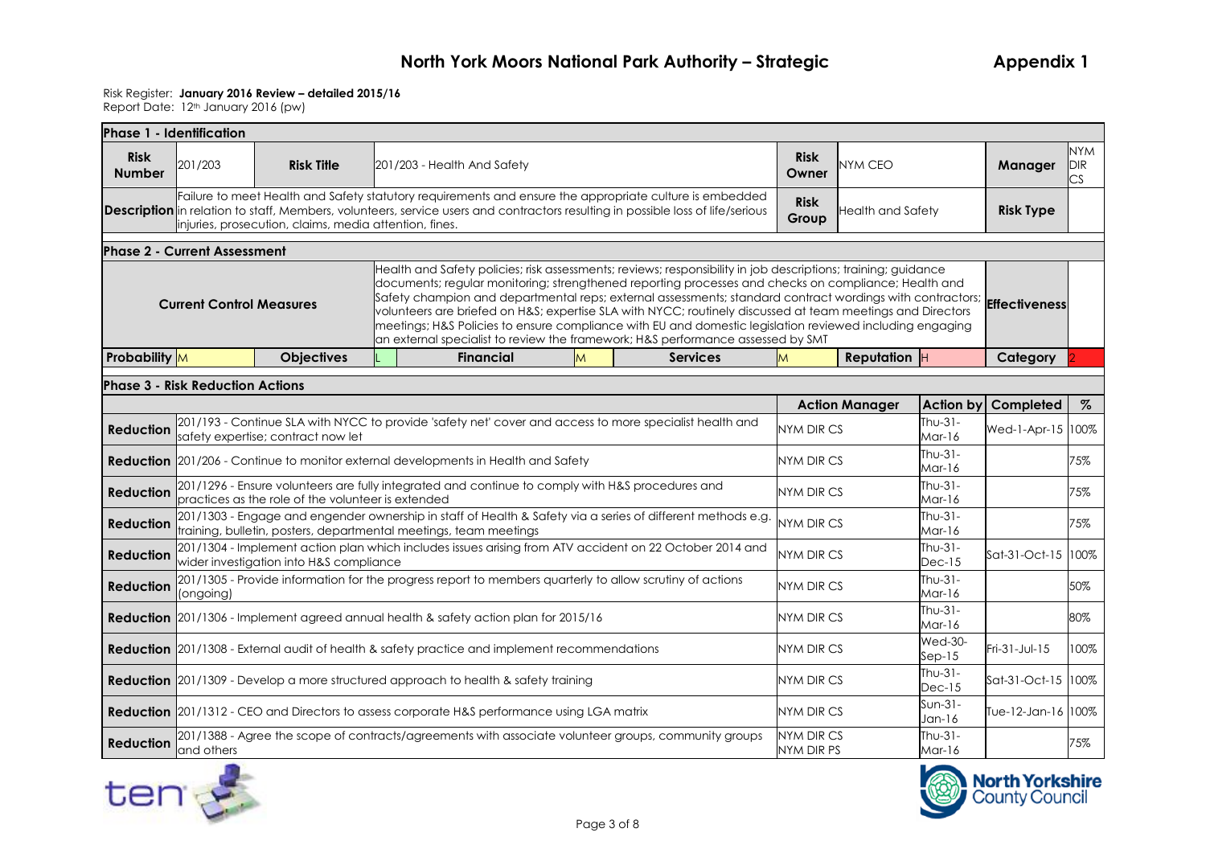# North York Moors National Park Authority – Strategic

**Appendix 1**

Risk Register: **January 2016 Review – detailed 2015/16**
Report Date: 12th January 2016 (pw)

| **Phase 1 - Identification** | | | | | | | |
|---|---|---|---|---|---|---|---|
| **Risk Number** | 201/203 | **Risk Title** | 201/203 - Health And Safety | **Risk Owner** | NYM CEO | **Manager** | NYM DIR CS |
| **Description** | Failure to meet Health and Safety statutory requirements and ensure the appropriate culture is embedded in relation to staff, Members, volunteers, service users and contractors resulting in possible loss of life/serious injuries, prosecution, claims, media attention, fines. | | | **Risk Group** | Health and Safety | **Risk Type** | |

| **Phase 2 - Current Assessment** | | | | | | | | | | |
|---|---|---|---|---|---|---|---|---|---|---|
| **Current Control Measures** | | Health and Safety policies; risk assessments; reviews; responsibility in job descriptions; training; guidance documents; regular monitoring; strengthened reporting processes and checks on compliance; Health and Safety champion and departmental reps; external assessments; standard contract wordings with contractors; volunteers are briefed on H&S; expertise SLA with NYCC; routinely discussed at team meetings and Directors meetings; H&S Policies to ensure compliance with EU and domestic legislation reviewed including engaging an external specialist to review the framework; H&S performance assessed by SMT | | | | | | | **Effectiveness** | |
| **Probability** | M | **Objectives** | L | **Financial** | M | **Services** | M | **Reputation** H | **Category** | 2 |

| **Phase 3 - Risk Reduction Actions** | | | | | |
|---|---|---|---|---|---|
| | | **Action Manager** | **Action by** | **Completed** | **%** |
| **Reduction** | 201/193 - Continue SLA with NYCC to provide 'safety net' cover and access to more specialist health and safety expertise; contract now let | NYM DIR CS | Thu-31-Mar-16 | Wed-1-Apr-15 | 100% |
| **Reduction** | 201/206 - Continue to monitor external developments in Health and Safety | NYM DIR CS | Thu-31-Mar-16 | | 75% |
| **Reduction** | 201/1296 - Ensure volunteers are fully integrated and continue to comply with H&S procedures and practices as the role of the volunteer is extended | NYM DIR CS | Thu-31-Mar-16 | | 75% |
| **Reduction** | 201/1303 - Engage and engender ownership in staff of Health & Safety via a series of different methods e.g. training, bulletin, posters, departmental meetings, team meetings | NYM DIR CS | Thu-31-Mar-16 | | 75% |
| **Reduction** | 201/1304 - Implement action plan which includes issues arising from ATV accident on 22 October 2014 and wider investigation into H&S compliance | NYM DIR CS | Thu-31-Dec-15 | Sat-31-Oct-15 | 100% |
| **Reduction** | 201/1305 - Provide information for the progress report to members quarterly to allow scrutiny of actions (ongoing) | NYM DIR CS | Thu-31-Mar-16 | | 50% |
| **Reduction** | 201/1306 - Implement agreed annual health & safety action plan for 2015/16 | NYM DIR CS | Thu-31-Mar-16 | | 80% |
| **Reduction** | 201/1308 - External audit of health & safety practice and implement recommendations | NYM DIR CS | Wed-30-Sep-15 | Fri-31-Jul-15 | 100% |
| **Reduction** | 201/1309 - Develop a more structured approach to health & safety training | NYM DIR CS | Thu-31-Dec-15 | Sat-31-Oct-15 | 100% |
| **Reduction** | 201/1312 - CEO and Directors to assess corporate H&S performance using LGA matrix | NYM DIR CS | Sun-31-Jan-16 | Tue-12-Jan-16 | 100% |
| **Reduction** | 201/1388 - Agree the scope of contracts/agreements with associate volunteer groups, community groups and others | NYM DIR CS<br>NYM DIR PS | Thu-31-Mar-16 | | 75% |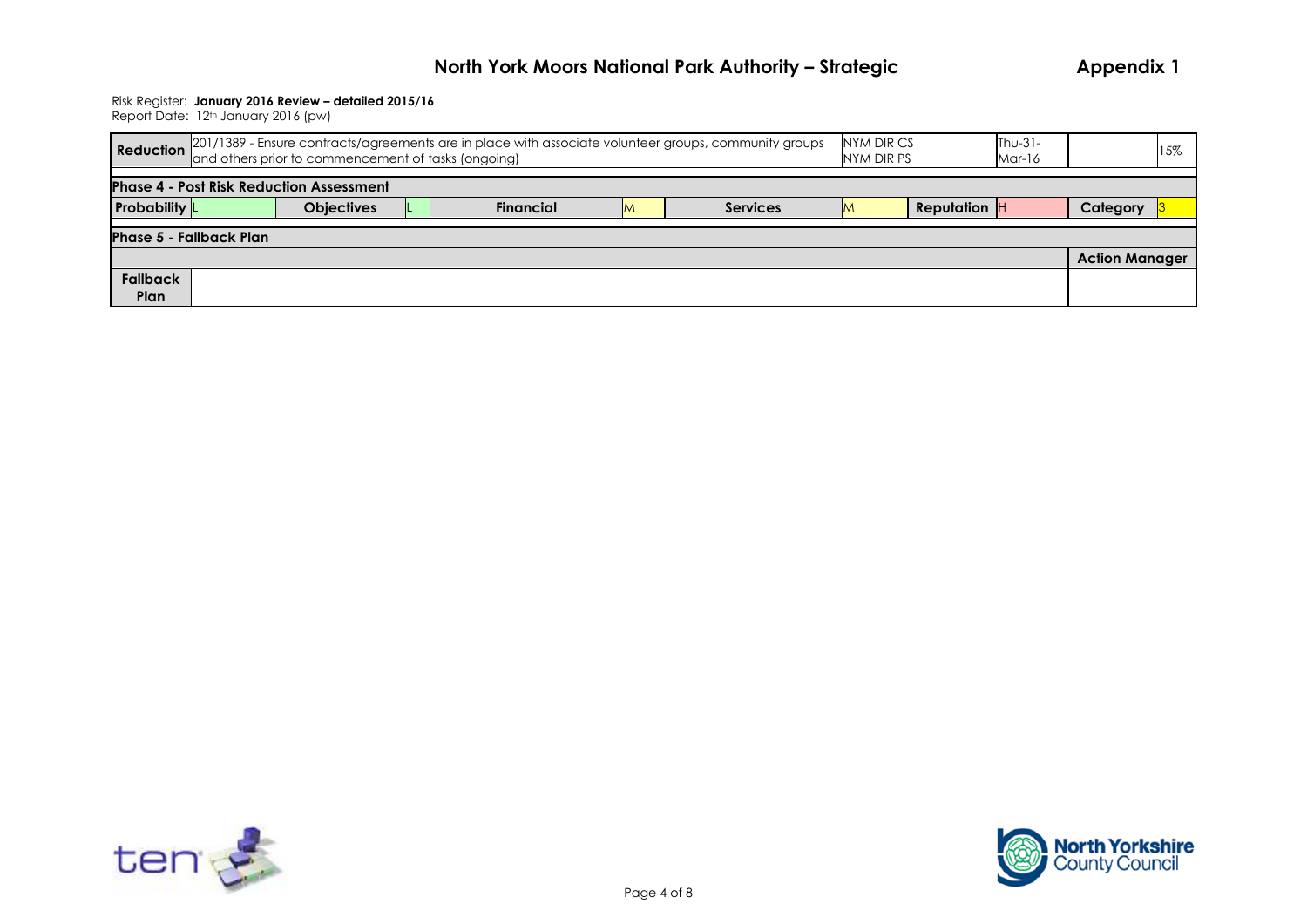Risk Register: **January 2016 Review – detailed 2015/16**
Report Date: 12th January 2016 (pw)

| **Reduction** | 201/1389 - Ensure contracts/agreements are in place with associate volunteer groups, community groups and others prior to commencement of tasks (ongoing) | NYM DIR CS NYM DIR PS | Thu-31-Mar-16 | | 15% |
|---|---|---|---|---|---|

**Phase 4 - Post Risk Reduction Assessment**

| **Probability** | L | **Objectives** | L | **Financial** | M | **Services** | M | **Reputation** | H | **Category** | 3 |
|---|---|---|---|---|---|---|---|---|---|---|---|

**Phase 5 - Fallback Plan**

| | | **Action Manager** |
|---|---|---|
| **Fallback Plan** | | |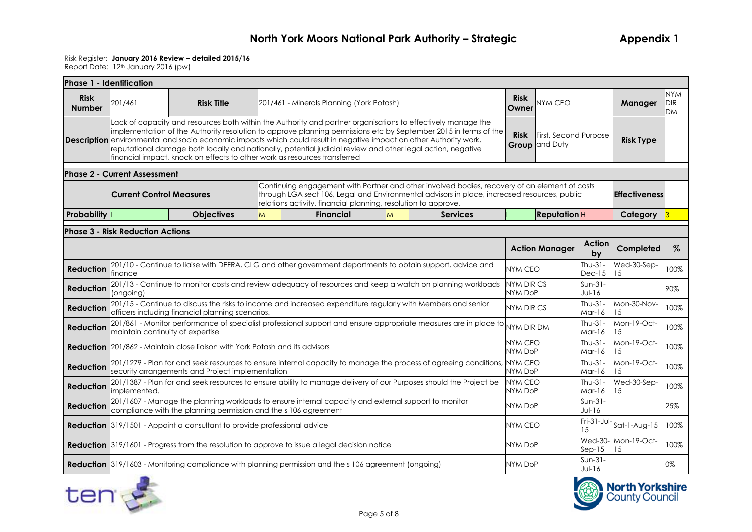# North York Moors National Park Authority – Strategic

**Appendix 1**

Risk Register: **January 2016 Review – detailed 2015/16**
Report Date: 12th January 2016 (pw)

### Phase 1 - Identification

| | | | | | |
|---|---|---|---|---|---|
| **Risk Number** | 201/461 | **Risk Title** | 201/461 - Minerals Planning (York Potash) | **Risk Owner** | NYM CEO |
| **Manager** | NYM DIR DM | | | | |
| **Description** | Lack of capacity and resources both within the Authority and partner organisations to effectively manage the implementation of the Authority resolution to approve planning permissions etc by September 2015 in terms of the environmental and socio economic impacts which could result in negative impact on other Authority work, reputational damage both locally and nationally, potential judicial review and other legal action, negative financial impact, knock on effects to other work as resources transferred | **Risk Group** | First, Second Purpose and Duty | **Risk Type** | |

### Phase 2 - Current Assessment

| | | | |
|---|---|---|---|
| **Current Control Measures** | Continuing engagement with Partner and other involved bodies, recovery of an element of costs through LGA sect 106, Legal and Environmental advisors in place, increased resources, public relations activity, financial planning, resolution to approve, | **Effectiveness** | |

| **Probability** | **Objectives** | **Financial** | **Services** | **Reputation** | **Category** |
|---|---|---|---|---|---|
| L | M | M | L | H | 3 |

### Phase 3 - Risk Reduction Actions

| | | Action Manager | Action by | Completed | % |
|---|---|---|---|---|---|
| **Reduction** | 201/10 - Continue to liaise with DEFRA, CLG and other government departments to obtain support, advice and finance | NYM CEO | Thu-31-Dec-15 | Wed-30-Sep-15 | 100% |
| **Reduction** | 201/13 - Continue to monitor costs and review adequacy of resources and keep a watch on planning workloads (ongoing) | NYM DIR CS<br>NYM DoP | Sun-31-Jul-16 | | 90% |
| **Reduction** | 201/15 - Continue to discuss the risks to income and increased expenditure regularly with Members and senior officers including financial planning scenarios. | NYM DIR CS | Thu-31-Mar-16 | Mon-30-Nov-15 | 100% |
| **Reduction** | 201/861 - Monitor performance of specialist professional support and ensure appropriate measures are in place to maintain continuity of expertise | NYM DIR DM | Thu-31-Mar-16 | Mon-19-Oct-15 | 100% |
| **Reduction** | 201/862 - Maintain close liaison with York Potash and its advisors | NYM CEO<br>NYM DoP | Thu-31-Mar-16 | Mon-19-Oct-15 | 100% |
| **Reduction** | 201/1279 - Plan for and seek resources to ensure internal capacity to manage the process of agreeing conditions, security arrangements and Project implementation | NYM CEO<br>NYM DoP | Thu-31-Mar-16 | Mon-19-Oct-15 | 100% |
| **Reduction** | 201/1387 - Plan for and seek resources to ensure ability to manage delivery of our Purposes should the Project be implemented. | NYM CEO<br>NYM DoP | Thu-31-Mar-16 | Wed-30-Sep-15 | 100% |
| **Reduction** | 201/1607 - Manage the planning workloads to ensure internal capacity and external support to monitor compliance with the planning permission and the s 106 agreement | NYM DoP | Sun-31-Jul-16 | | 25% |
| **Reduction** | 319/1501 - Appoint a consultant to provide professional advice | NYM CEO | Fri-31-Jul-15 | Sat-1-Aug-15 | 100% |
| **Reduction** | 319/1601 - Progress from the resolution to approve to issue a legal decision notice | NYM DoP | Wed-30-Sep-15 | Mon-19-Oct-15 | 100% |
| **Reduction** | 319/1603 - Monitoring compliance with planning permission and the s 106 agreement (ongoing) | NYM DoP | Sun-31-Jul-16 | | 0% |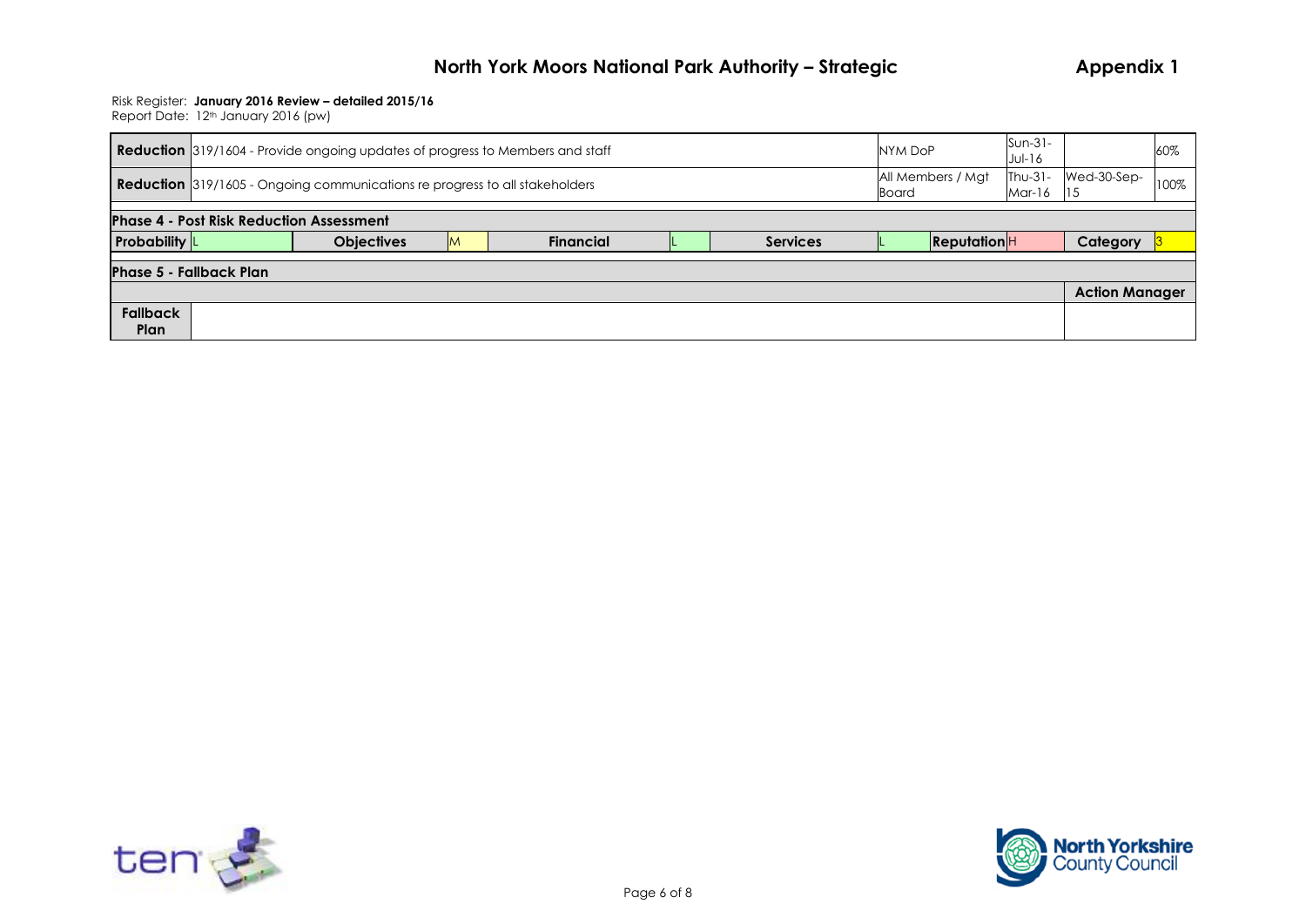Risk Register: **January 2016 Review – detailed 2015/16**
Report Date: 12th January 2016 (pw)

| | | | | | |
|---|---|---|---|---|---|
| **Reduction** | 319/1604 - Provide ongoing updates of progress to Members and staff | NYM DoP | Sun-31-Jul-16 | | 60% |
| **Reduction** | 319/1605 - Ongoing communications re progress to all stakeholders | All Members / Mgt Board | Thu-31-Mar-16 | Wed-30-Sep-15 | 100% |

**Phase 4 - Post Risk Reduction Assessment**

| **Probability** | L | **Objectives** | M | **Financial** | L | **Services** | L | **Reputation** | H | **Category** | 3 |
|---|---|---|---|---|---|---|---|---|---|---|---|

**Phase 5 - Fallback Plan**

| | | **Action Manager** |
|---|---|---|
| **Fallback Plan** | | |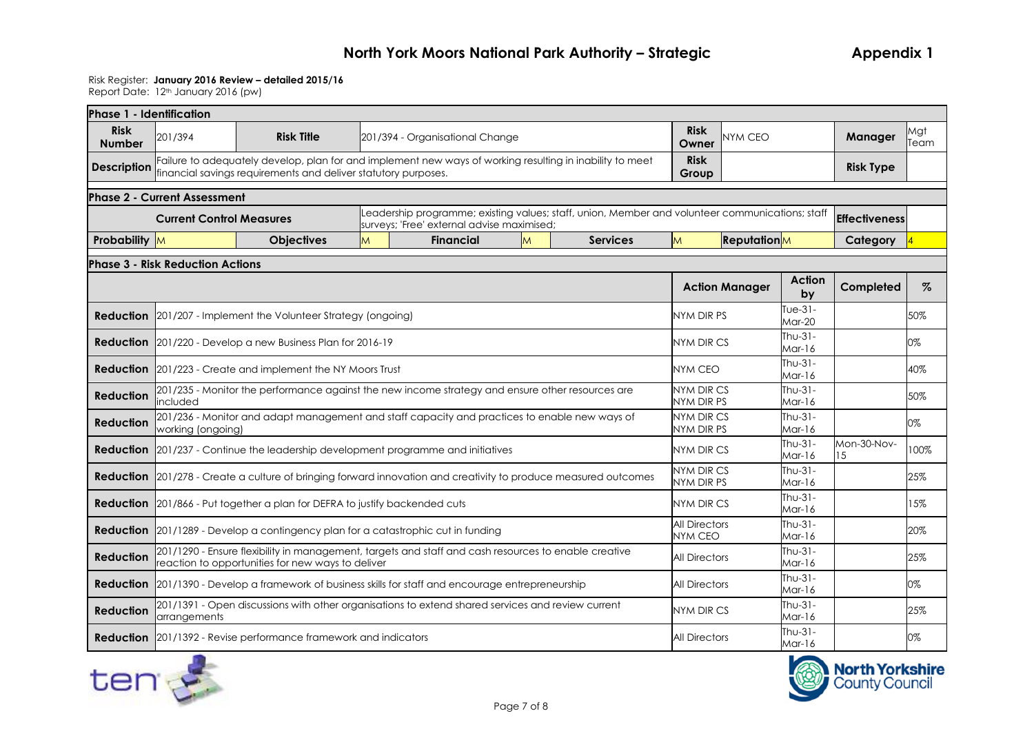# North York Moors National Park Authority – Strategic

**Appendix 1**

Risk Register: **January 2016 Review – detailed 2015/16**
Report Date: 12th January 2016 (pw)

| **Phase 1 - Identification** | | | | | | | | | | | | |
|---|---|---|---|---|---|---|---|---|---|---|---|---|
| **Risk Number** | 201/394 | **Risk Title** | 201/394 - Organisational Change | | | | **Risk Owner** | NYM CEO | | | **Manager** | Mgt Team |
| **Description** | Failure to adequately develop, plan for and implement new ways of working resulting in inability to meet financial savings requirements and deliver statutory purposes. | | | | | | **Risk Group** | | | | **Risk Type** | |
| **Phase 2 - Current Assessment** | | | | | | | | | | | | |
| **Current Control Measures** | | | Leadership programme; existing values; staff, union, Member and volunteer communications; staff surveys; 'Free' external advise maximised; | | | | | | | | **Effectiveness** | |
| **Probability** | M | **Objectives** | M | **Financial** | M | **Services** | M | **Reputation** | M | | **Category** | 4 |

**Phase 3 - Risk Reduction Actions**

| | | **Action Manager** | **Action by** | **Completed** | **%** |
|---|---|---|---|---|---|
| **Reduction** | 201/207 - Implement the Volunteer Strategy (ongoing) | NYM DIR PS | Tue-31-Mar-20 | | 50% |
| **Reduction** | 201/220 - Develop a new Business Plan for 2016-19 | NYM DIR CS | Thu-31-Mar-16 | | 0% |
| **Reduction** | 201/223 - Create and implement the NY Moors Trust | NYM CEO | Thu-31-Mar-16 | | 40% |
| **Reduction** | 201/235 - Monitor the performance against the new income strategy and ensure other resources are included | NYM DIR CS NYM DIR PS | Thu-31-Mar-16 | | 50% |
| **Reduction** | 201/236 - Monitor and adapt management and staff capacity and practices to enable new ways of working (ongoing) | NYM DIR CS NYM DIR PS | Thu-31-Mar-16 | | 0% |
| **Reduction** | 201/237 - Continue the leadership development programme and initiatives | NYM DIR CS | Thu-31-Mar-16 | Mon-30-Nov-15 | 100% |
| **Reduction** | 201/278 - Create a culture of bringing forward innovation and creativity to produce measured outcomes | NYM DIR CS NYM DIR PS | Thu-31-Mar-16 | | 25% |
| **Reduction** | 201/866 - Put together a plan for DEFRA to justify backended cuts | NYM DIR CS | Thu-31-Mar-16 | | 15% |
| **Reduction** | 201/1289 - Develop a contingency plan for a catastrophic cut in funding | All Directors NYM CEO | Thu-31-Mar-16 | | 20% |
| **Reduction** | 201/1290 - Ensure flexibility in management, targets and staff and cash resources to enable creative reaction to opportunities for new ways to deliver | All Directors | Thu-31-Mar-16 | | 25% |
| **Reduction** | 201/1390 - Develop a framework of business skills for staff and encourage entrepreneurship | All Directors | Thu-31-Mar-16 | | 0% |
| **Reduction** | 201/1391 - Open discussions with other organisations to extend shared services and review current arrangements | NYM DIR CS | Thu-31-Mar-16 | | 25% |
| **Reduction** | 201/1392 - Revise performance framework and indicators | All Directors | Thu-31-Mar-16 | | 0% |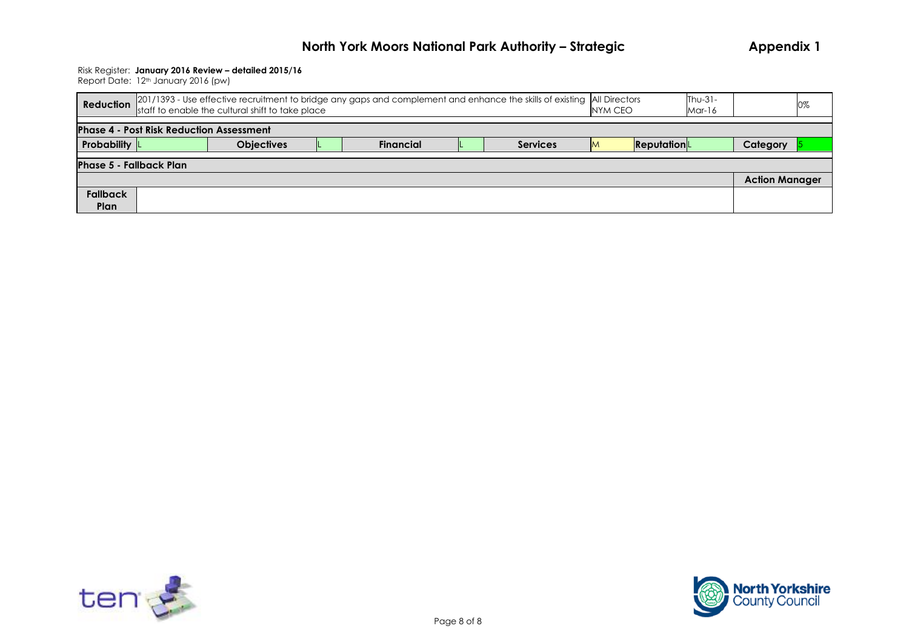Risk Register: **January 2016 Review – detailed 2015/16**
Report Date: 12th January 2016 (pw)

| **Reduction** | 201/1393 - Use effective recruitment to bridge any gaps and complement and enhance the skills of existing staff to enable the cultural shift to take place | All Directors NYM CEO | Thu-31-Mar-16 | | 0% |
|---|---|---|---|---|---|

**Phase 4 - Post Risk Reduction Assessment**

| **Probability** | L | **Objectives** | L | **Financial** | L | **Services** | M | **Reputation** | L | **Category** | 5 |
|---|---|---|---|---|---|---|---|---|---|---|---|

**Phase 5 - Fallback Plan**

| | **Action Manager** |
|---|---|
| **Fallback Plan** | |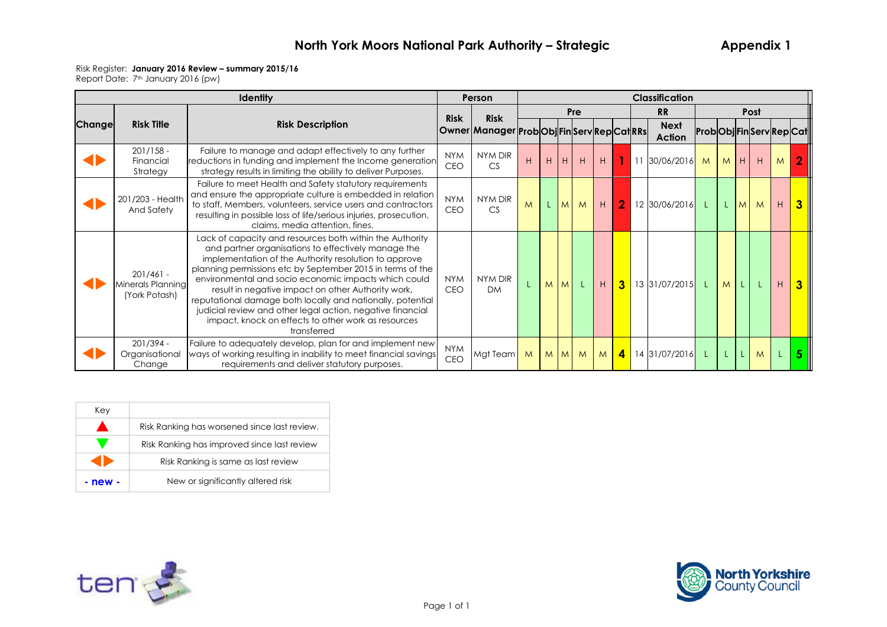# North York Moors National Park Authority – Strategic

**Appendix 1**

Risk Register: **January 2016 Review – summary 2015/16**
Report Date: 7th January 2016 (pw)

| Identity | | | Person | | Classification | | | | | | | | | | | | | | |
|---|---|---|---|---|---|---|---|---|---|---|---|---|---|---|---|---|---|---|---|
| | | | | | Pre | | | | | | RR | | Post | | | | | | |
| Change | Risk Title | Risk Description | Risk Owner | Risk Manager | Prob | Obj | Fin | Serv | Rep | Cat | RRs | Next Action | Prob | Obj | Fin | Serv | Rep | Cat |
| ◀▶ | 201/158 - Financial Strategy | Failure to manage and adapt effectively to any further reductions in funding and implement the Income generation strategy results in limiting the ability to deliver Purposes. | NYM CEO | NYM DIR CS | H | H | H | H | H | 1 | 11 | 30/06/2016 | M | M | H | H | M | 2 |
| ◀▶ | 201/203 - Health And Safety | Failure to meet Health and Safety statutory requirements and ensure the appropriate culture is embedded in relation to staff, Members, volunteers, service users and contractors resulting in possible loss of life/serious injuries, prosecution, claims, media attention, fines. | NYM CEO | NYM DIR CS | M | L | M | M | H | 2 | 12 | 30/06/2016 | L | L | M | M | H | 3 |
| ◀▶ | 201/461 - Minerals Planning (York Potash) | Lack of capacity and resources both within the Authority and partner organisations to effectively manage the implementation of the Authority resolution to approve planning permissions etc by September 2015 in terms of the environmental and socio economic impacts which could result in negative impact on other Authority work, reputational damage both locally and nationally, potential judicial review and other legal action, negative financial impact, knock on effects to other work as resources transferred | NYM CEO | NYM DIR DM | L | M | M | L | H | 3 | 13 | 31/07/2015 | L | M | L | L | H | 3 |
| ◀▶ | 201/394 - Organisational Change | Failure to adequately develop, plan for and implement new ways of working resulting in inability to meet financial savings requirements and deliver statutory purposes. | NYM CEO | Mgt Team | M | M | M | M | M | 4 | 14 | 31/07/2016 | L | L | L | M | L | 5 |

| Key | |
|---|---|
| ▲ | Risk Ranking has worsened since last review. |
| ▼ | Risk Ranking has improved since last review |
| ◀▶ | Risk Ranking is same as last review |
| - new - | New or significantly altered risk |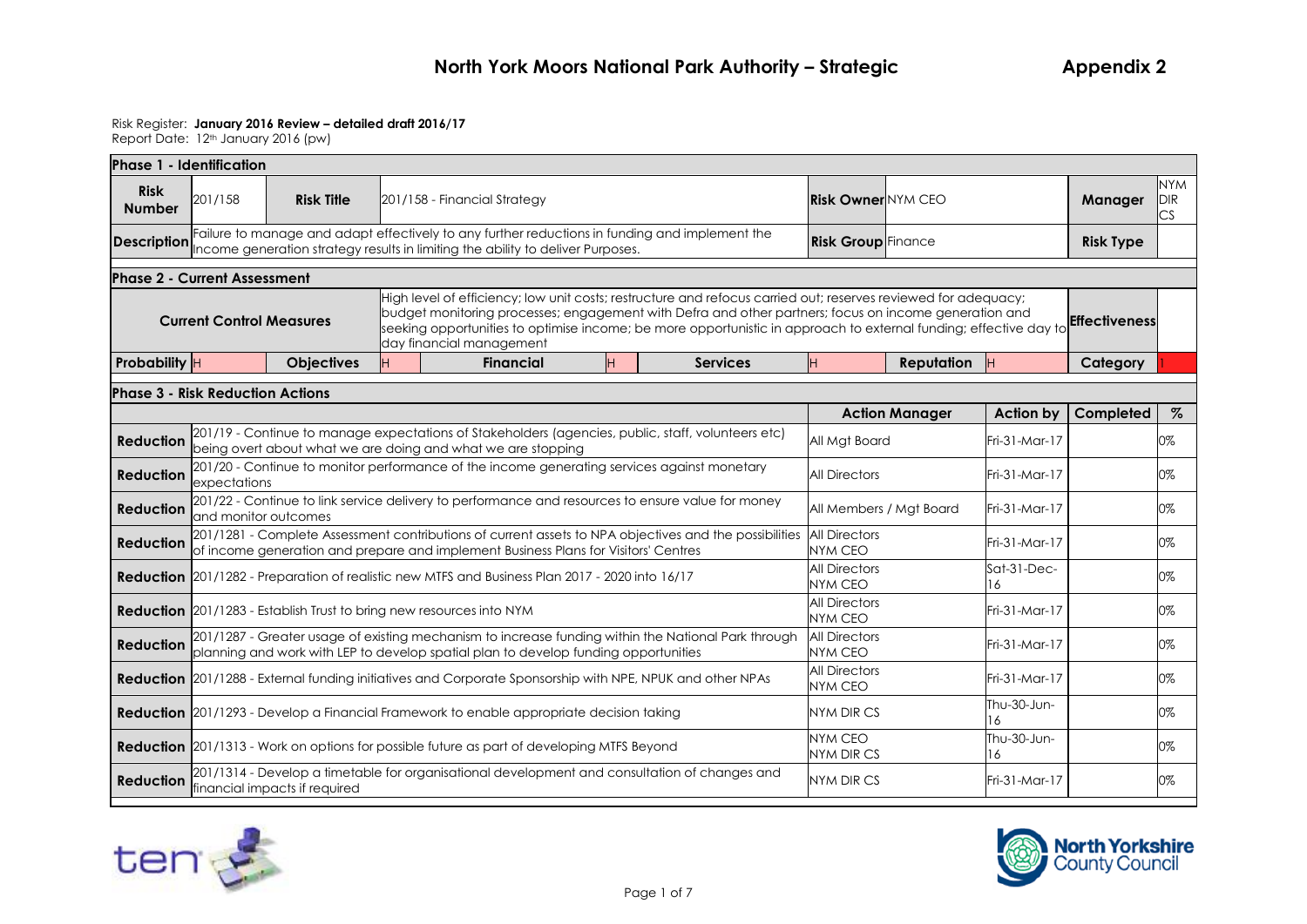# North York Moors National Park Authority – Strategic

**Appendix 2**

Risk Register: **January 2016 Review – detailed draft 2016/17**
Report Date: 12th January 2016 (pw)

| **Phase 1 - Identification** | | | | | | | | | | | | | |
|---|---|---|---|---|---|---|---|---|---|---|---|---|---|
| **Risk Number** | 201/158 | **Risk Title** | 201/158 - Financial Strategy | | | | **Risk Owner** | NYM CEO | | | **Manager** | NYM DIR CS | |
| **Description** | Failure to manage and adapt effectively to any further reductions in funding and implement the Income generation strategy results in limiting the ability to deliver Purposes. | | | | | | **Risk Group** | Finance | | | **Risk Type** | | |

| **Phase 2 - Current Assessment** | | | | | | | | | | | |
|---|---|---|---|---|---|---|---|---|---|---|---|
| **Current Control Measures** | | High level of efficiency; low unit costs; restructure and refocus carried out; reserves reviewed for adequacy; budget monitoring processes; engagement with Defra and other partners; focus on income generation and seeking opportunities to optimise income; be more opportunistic in approach to external funding; effective day to day financial management | | | | | | | | **Effectiveness** | |
| **Probability** | H | **Objectives** | H | **Financial** | H | **Services** | H | **Reputation** | H | **Category** | 1 |

| **Phase 3 - Risk Reduction Actions** | | | | | |
|---|---|---|---|---|---|
| | | **Action Manager** | **Action by** | **Completed** | **%** |
| **Reduction** | 201/19 - Continue to manage expectations of Stakeholders (agencies, public, staff, volunteers etc) being overt about what we are doing and what we are stopping | All Mgt Board | Fri-31-Mar-17 | | 0% |
| **Reduction** | 201/20 - Continue to monitor performance of the income generating services against monetary expectations | All Directors | Fri-31-Mar-17 | | 0% |
| **Reduction** | 201/22 - Continue to link service delivery to performance and resources to ensure value for money and monitor outcomes | All Members / Mgt Board | Fri-31-Mar-17 | | 0% |
| **Reduction** | 201/1281 - Complete Assessment contributions of current assets to NPA objectives and the possibilities of income generation and prepare and implement Business Plans for Visitors' Centres | All Directors NYM CEO | Fri-31-Mar-17 | | 0% |
| **Reduction** | 201/1282 - Preparation of realistic new MTFS and Business Plan 2017 - 2020 into 16/17 | All Directors NYM CEO | Sat-31-Dec-16 | | 0% |
| **Reduction** | 201/1283 - Establish Trust to bring new resources into NYM | All Directors NYM CEO | Fri-31-Mar-17 | | 0% |
| **Reduction** | 201/1287 - Greater usage of existing mechanism to increase funding within the National Park through planning and work with LEP to develop spatial plan to develop funding opportunities | All Directors NYM CEO | Fri-31-Mar-17 | | 0% |
| **Reduction** | 201/1288 - External funding initiatives and Corporate Sponsorship with NPE, NPUK and other NPAs | All Directors NYM CEO | Fri-31-Mar-17 | | 0% |
| **Reduction** | 201/1293 - Develop a Financial Framework to enable appropriate decision taking | NYM DIR CS | Thu-30-Jun-16 | | 0% |
| **Reduction** | 201/1313 - Work on options for possible future as part of developing MTFS Beyond | NYM CEO NYM DIR CS | Thu-30-Jun-16 | | 0% |
| **Reduction** | 201/1314 - Develop a timetable for organisational development and consultation of changes and financial impacts if required | NYM DIR CS | Fri-31-Mar-17 | | 0% |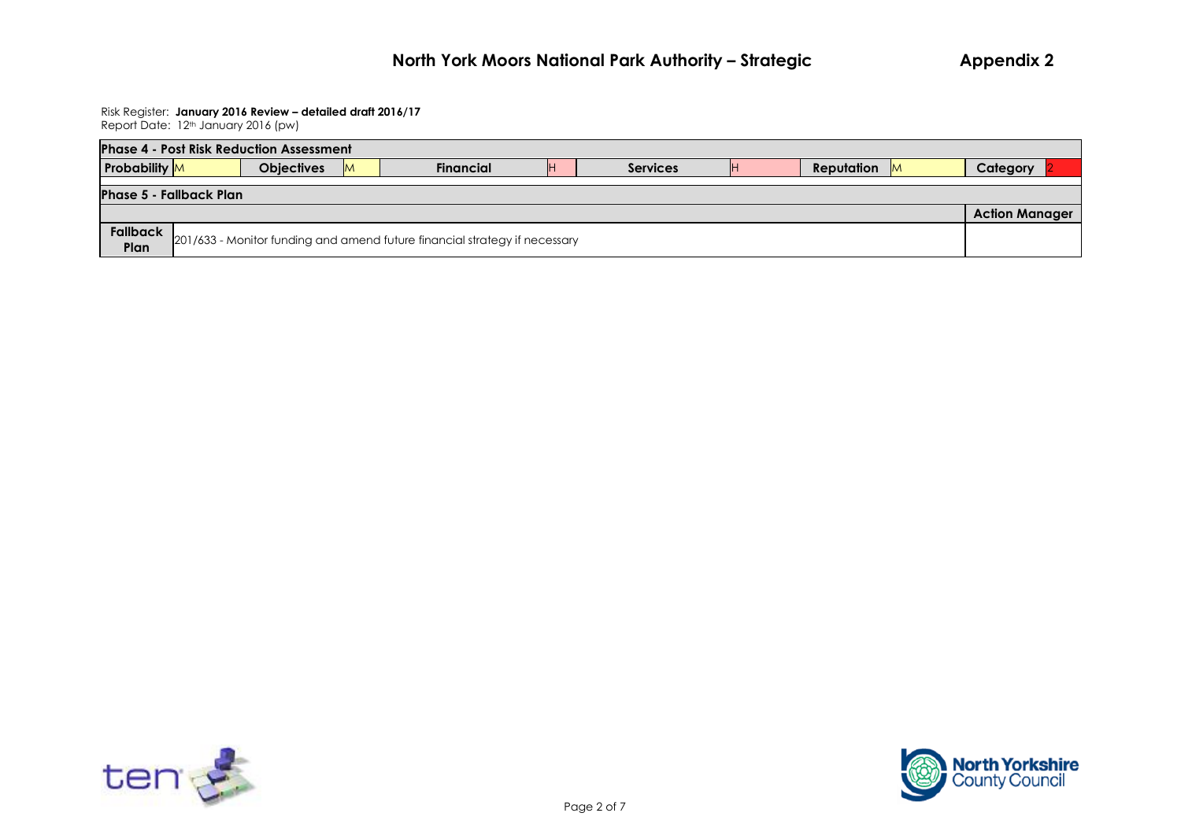# North York Moors National Park Authority – Strategic

## Appendix 2

Risk Register: **January 2016 Review – detailed draft 2016/17**
Report Date: 12th January 2016 (pw)

| **Phase 4 - Post Risk Reduction Assessment** | | | | | | | | | | | |
|---|---|---|---|---|---|---|---|---|---|---|---|
| **Probability** | M | **Objectives** | M | **Financial** | H | **Services** | H | **Reputation** | M | **Category** | 2 |

| **Phase 5 - Fallback Plan** | | |
|---|---|---|
| | | **Action Manager** |
| **Fallback Plan** | 201/633 - Monitor funding and amend future financial strategy if necessary | |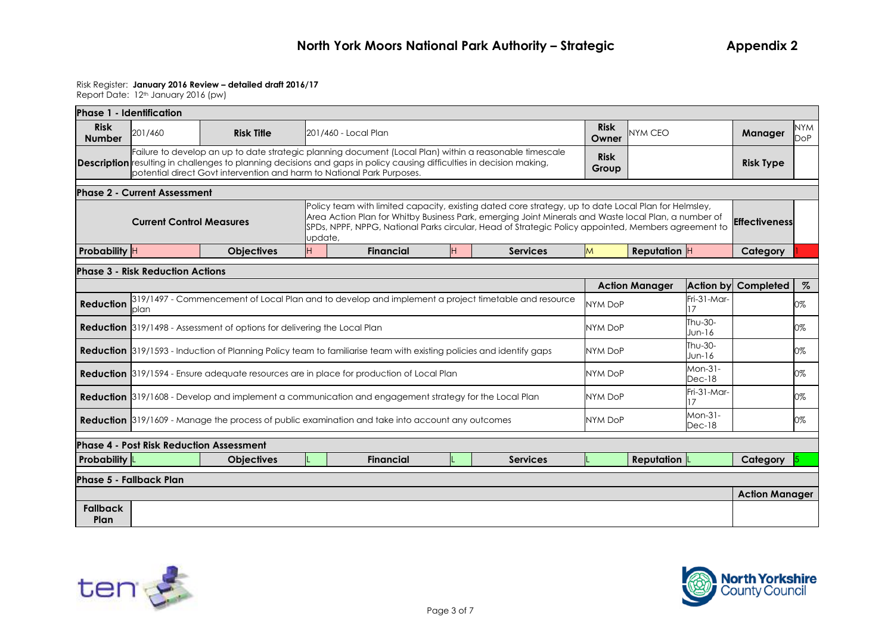# North York Moors National Park Authority – Strategic

**Appendix 2**

Risk Register: **January 2016 Review – detailed draft 2016/17**
Report Date: 12th January 2016 (pw)

| **Phase 1 - Identification** | | | | | | | | | | | |
|---|---|---|---|---|---|---|---|---|---|---|---|
| **Risk Number** | 201/460 | **Risk Title** | 201/460 - Local Plan | | | **Risk Owner** | NYM CEO | | **Manager** | NYM DoP | |
| **Description** | Failure to develop an up to date strategic planning document (Local Plan) within a reasonable timescale resulting in challenges to planning decisions and gaps in policy causing difficulties in decision making, potential direct Govt intervention and harm to National Park Purposes. | | | | | **Risk Group** | | | **Risk Type** | | |
| **Phase 2 - Current Assessment** | | | | | | | | | | | |
| **Current Control Measures** | | | Policy team with limited capacity, existing dated core strategy, up to date Local Plan for Helmsley, Area Action Plan for Whitby Business Park, emerging Joint Minerals and Waste local Plan, a number of SPDs, NPPF, NPPG, National Parks circular, Head of Strategic Policy appointed, Members agreement to update, | | | | | | **Effectiveness** | | |
| **Probability** | H | **Objectives** | H | **Financial** | H | **Services** | M | **Reputation** | H | **Category** | 1 |
| **Phase 3 - Risk Reduction Actions** | | | | | | | | | | | |
| | | | | | | **Action Manager** | | **Action by** | **Completed** | **%** | |
| **Reduction** | 319/1497 - Commencement of Local Plan and to develop and implement a project timetable and resource plan | | | | | NYM DoP | | Fri-31-Mar-17 | | 0% | |
| **Reduction** | 319/1498 - Assessment of options for delivering the Local Plan | | | | | NYM DoP | | Thu-30-Jun-16 | | 0% | |
| **Reduction** | 319/1593 - Induction of Planning Policy team to familiarise team with existing policies and identify gaps | | | | | NYM DoP | | Thu-30-Jun-16 | | 0% | |
| **Reduction** | 319/1594 - Ensure adequate resources are in place for production of Local Plan | | | | | NYM DoP | | Mon-31-Dec-18 | | 0% | |
| **Reduction** | 319/1608 - Develop and implement a communication and engagement strategy for the Local Plan | | | | | NYM DoP | | Fri-31-Mar-17 | | 0% | |
| **Reduction** | 319/1609 - Manage the process of public examination and take into account any outcomes | | | | | NYM DoP | | Mon-31-Dec-18 | | 0% | |
| **Phase 4 - Post Risk Reduction Assessment** | | | | | | | | | | | |
| **Probability** | L | **Objectives** | L | **Financial** | L | **Services** | L | **Reputation** | L | **Category** | 5 |
| **Phase 5 - Fallback Plan** | | | | | | | | | | | |
| | | | | | | | | | **Action Manager** | | |
| **Fallback Plan** | | | | | | | | | | | |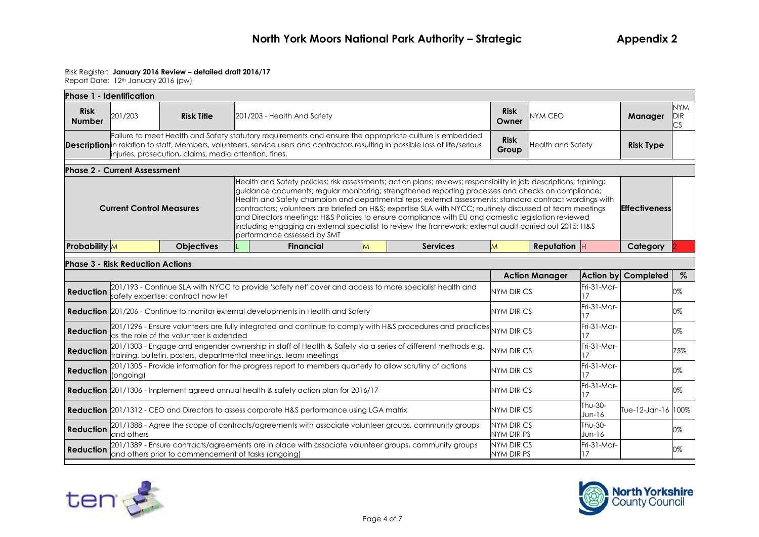## North York Moors National Park Authority – Strategic

**Appendix 2**

Risk Register: **January 2016 Review – detailed draft 2016/17**
Report Date: 12th January 2016 (pw)

**Phase 1 - Identification**

| | | | | | | | |
|---|---|---|---|---|---|---|---|
| **Risk Number** | 201/203 | **Risk Title** | 201/203 - Health And Safety | **Risk Owner** | NYM CEO | **Manager** | NYM DIR CS |
| **Description** | Failure to meet Health and Safety statutory requirements and ensure the appropriate culture is embedded in relation to staff, Members, volunteers, service users and contractors resulting in possible loss of life/serious injuries, prosecution, claims, media attention, fines. | | | **Risk Group** | Health and Safety | **Risk Type** | |

**Phase 2 - Current Assessment**

| | | | |
|---|---|---|---|
| **Current Control Measures** | Health and Safety policies; risk assessments; action plans; reviews; responsibility in job descriptions; training; guidance documents; regular monitoring; strengthened reporting processes and checks on compliance; Health and Safety champion and departmental reps; external assessments; standard contract wordings with contractors; volunteers are briefed on H&S; expertise SLA with NYCC; routinely discussed at team meetings and Directors meetings; H&S Policies to ensure compliance with EU and domestic legislation reviewed including engaging an external specialist to review the framework; external audit carried out 2015; H&S performance assessed by SMT | **Effectiveness** | |

| **Probability** | **Objectives** | **Financial** | **Services** | **Reputation** | **Category** |
|---|---|---|---|---|---|
| M | L | M | M | H | 2 |

**Phase 3 - Risk Reduction Actions**

| | | Action Manager | Action by | Completed | % |
|---|---|---|---|---|---|
| **Reduction** | 201/193 - Continue SLA with NYCC to provide 'safety net' cover and access to more specialist health and safety expertise; contract now let | NYM DIR CS | Fri-31-Mar-17 | | 0% |
| **Reduction** | 201/206 - Continue to monitor external developments in Health and Safety | NYM DIR CS | Fri-31-Mar-17 | | 0% |
| **Reduction** | 201/1296 - Ensure volunteers are fully integrated and continue to comply with H&S procedures and practices as the role of the volunteer is extended | NYM DIR CS | Fri-31-Mar-17 | | 0% |
| **Reduction** | 201/1303 - Engage and engender ownership in staff of Health & Safety via a series of different methods e.g. training, bulletin, posters, departmental meetings, team meetings | NYM DIR CS | Fri-31-Mar-17 | | 75% |
| **Reduction** | 201/1305 - Provide information for the progress report to members quarterly to allow scrutiny of actions (ongoing) | NYM DIR CS | Fri-31-Mar-17 | | 0% |
| **Reduction** | 201/1306 - Implement agreed annual health & safety action plan for 2016/17 | NYM DIR CS | Fri-31-Mar-17 | | 0% |
| **Reduction** | 201/1312 - CEO and Directors to assess corporate H&S performance using LGA matrix | NYM DIR CS | Thu-30-Jun-16 | Tue-12-Jan-16 | 100% |
| **Reduction** | 201/1388 - Agree the scope of contracts/agreements with associate volunteer groups, community groups and others | NYM DIR CS NYM DIR PS | Thu-30-Jun-16 | | 0% |
| **Reduction** | 201/1389 - Ensure contracts/agreements are in place with associate volunteer groups, community groups and others prior to commencement of tasks (ongoing) | NYM DIR CS NYM DIR PS | Fri-31-Mar-17 | | 0% |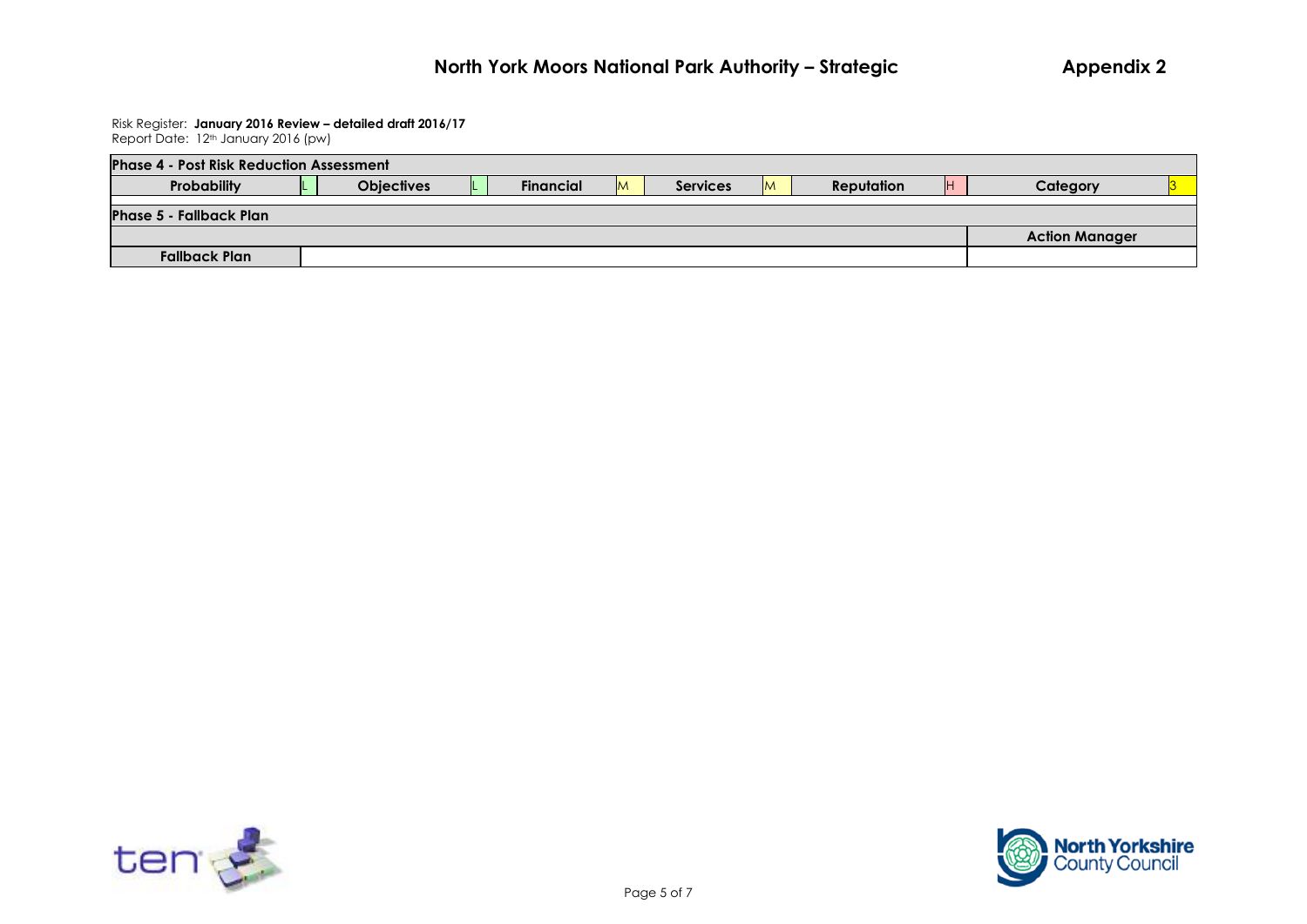# North York Moors National Park Authority – Strategic

**Appendix 2**

Risk Register: **January 2016 Review – detailed draft 2016/17**
Report Date: 12th January 2016 (pw)

| **Phase 4 - Post Risk Reduction Assessment** | | | | | | | | | | | |
|---|---|---|---|---|---|---|---|---|---|---|---|
| **Probability** | L | **Objectives** | L | **Financial** | M | **Services** | M | **Reputation** | H | **Category** | 3 |

| **Phase 5 - Fallback Plan** | | |
|---|---|---|
| | | **Action Manager** |
| **Fallback Plan** | | |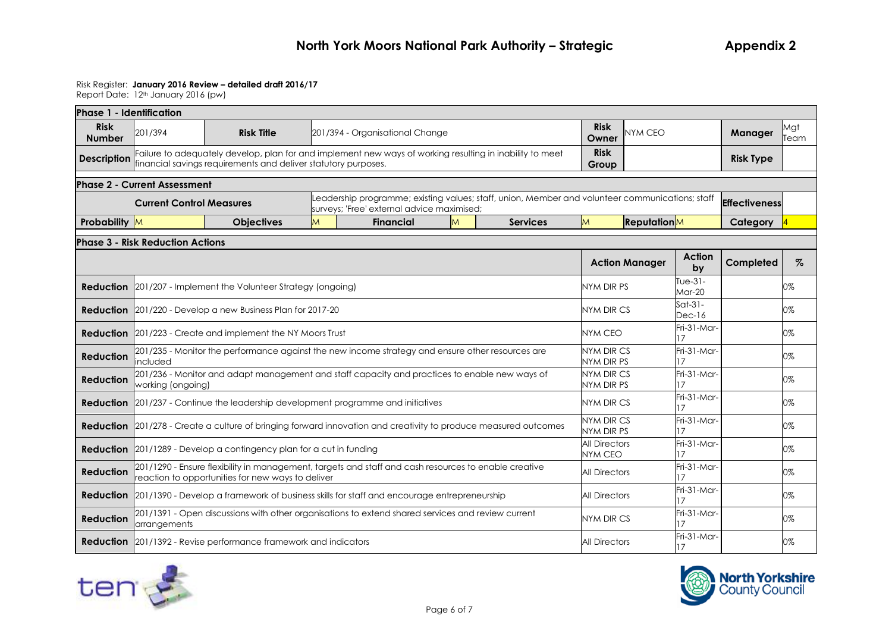# North York Moors National Park Authority – Strategic

**Appendix 2**

Risk Register: **January 2016 Review – detailed draft 2016/17**
Report Date: 12th January 2016 (pw)

**Phase 1 - Identification**

| | | | | | |
|---|---|---|---|---|---|
| **Risk Number** | 201/394 | **Risk Title** | 201/394 - Organisational Change | **Risk Owner** | NYM CEO | **Manager** | Mgt Team |
| **Description** | Failure to adequately develop, plan for and implement new ways of working resulting in inability to meet financial savings requirements and deliver statutory purposes. | | | **Risk Group** | | **Risk Type** | |

**Phase 2 - Current Assessment**

| | | | | | | | | | |
|---|---|---|---|---|---|---|---|---|---|
| **Current Control Measures** | Leadership programme; existing values; staff, union, Member and volunteer communications; staff surveys; 'Free' external advice maximised; | | | | | | | **Effectiveness** | |
| **Probability** | M | **Objectives** | M | **Financial** | M | **Services** | M | **Reputation** | M | **Category** | 4 |

**Phase 3 - Risk Reduction Actions**

| | | Action Manager | Action by | Completed | % |
|---|---|---|---|---|---|
| **Reduction** | 201/207 - Implement the Volunteer Strategy (ongoing) | NYM DIR PS | Tue-31-Mar-20 | | 0% |
| **Reduction** | 201/220 - Develop a new Business Plan for 2017-20 | NYM DIR CS | Sat-31-Dec-16 | | 0% |
| **Reduction** | 201/223 - Create and implement the NY Moors Trust | NYM CEO | Fri-31-Mar-17 | | 0% |
| **Reduction** | 201/235 - Monitor the performance against the new income strategy and ensure other resources are included | NYM DIR CS NYM DIR PS | Fri-31-Mar-17 | | 0% |
| **Reduction** | 201/236 - Monitor and adapt management and staff capacity and practices to enable new ways of working (ongoing) | NYM DIR CS NYM DIR PS | Fri-31-Mar-17 | | 0% |
| **Reduction** | 201/237 - Continue the leadership development programme and initiatives | NYM DIR CS | Fri-31-Mar-17 | | 0% |
| **Reduction** | 201/278 - Create a culture of bringing forward innovation and creativity to produce measured outcomes | NYM DIR CS NYM DIR PS | Fri-31-Mar-17 | | 0% |
| **Reduction** | 201/1289 - Develop a contingency plan for a cut in funding | All Directors NYM CEO | Fri-31-Mar-17 | | 0% |
| **Reduction** | 201/1290 - Ensure flexibility in management, targets and staff and cash resources to enable creative reaction to opportunities for new ways to deliver | All Directors | Fri-31-Mar-17 | | 0% |
| **Reduction** | 201/1390 - Develop a framework of business skills for staff and encourage entrepreneurship | All Directors | Fri-31-Mar-17 | | 0% |
| **Reduction** | 201/1391 - Open discussions with other organisations to extend shared services and review current arrangements | NYM DIR CS | Fri-31-Mar-17 | | 0% |
| **Reduction** | 201/1392 - Revise performance framework and indicators | All Directors | Fri-31-Mar-17 | | 0% |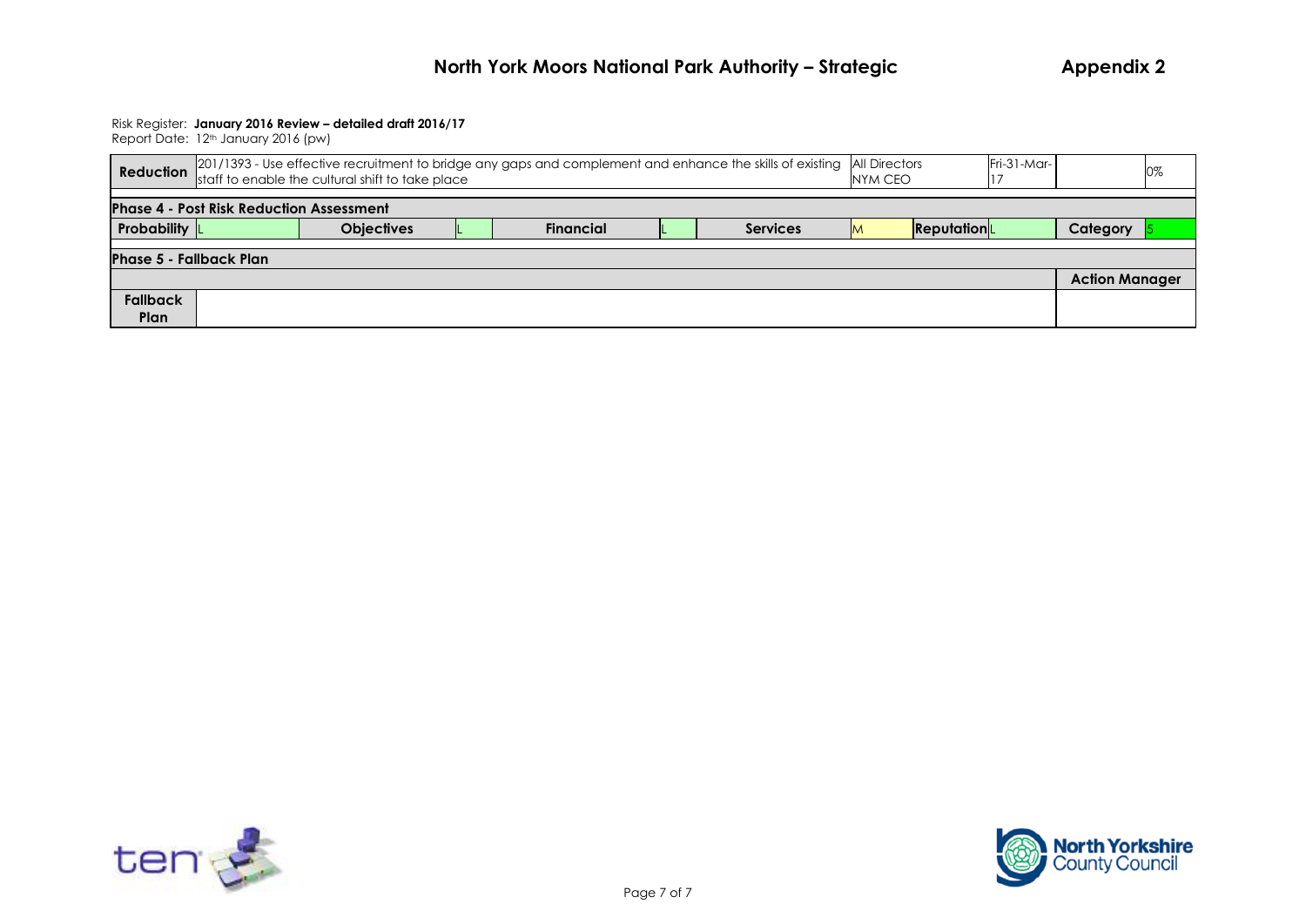Risk Register: **January 2016 Review – detailed draft 2016/17**
Report Date: 12th January 2016 (pw)

| **Reduction** | 201/1393 - Use effective recruitment to bridge any gaps and complement and enhance the skills of existing staff to enable the cultural shift to take place | All Directors NYM CEO | Fri-31-Mar-17 | | 0% |
|---|---|---|---|---|---|

**Phase 4 - Post Risk Reduction Assessment**

| **Probability** | L | **Objectives** | L | **Financial** | L | **Services** | M | **Reputation** | L | **Category** | 5 |
|---|---|---|---|---|---|---|---|---|---|---|---|

**Phase 5 - Fallback Plan**

| | | **Action Manager** |
|---|---|---|
| **Fallback Plan** | | |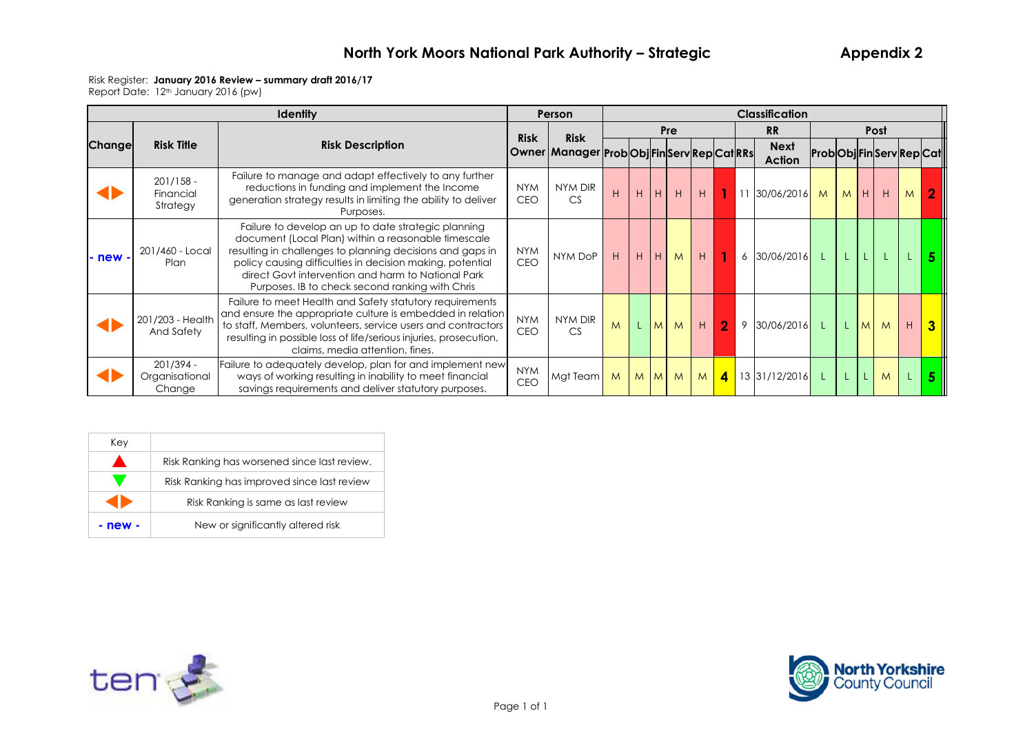# North York Moors National Park Authority – Strategic

Appendix 2

Risk Register: **January 2016 Review – summary draft 2016/17**
Report Date: 12th January 2016 (pw)

| Identity | | | Person | | Classification | | | | | | | | | | | | | | | |
|---|---|---|---|---|---|---|---|---|---|---|---|---|---|---|---|---|---|---|---|---|
| | | | | | Pre | | | | | | RR | | Post | | | | | |
| Change | Risk Title | Risk Description | Risk Owner | Risk Manager | Prob | Obj | Fin | Serv | Rep | Cat | RRs | Next Action | Prob | Obj | Fin | Serv | Rep | Cat |
| ◀▶ | 201/158 - Financial Strategy | Failure to manage and adapt effectively to any further reductions in funding and implement the Income generation strategy results in limiting the ability to deliver Purposes. | NYM CEO | NYM DIR CS | H | H | H | H | H | 1 | 11 | 30/06/2016 | M | M | H | H | M | 2 |
| - new - | 201/460 - Local Plan | Failure to develop an up to date strategic planning document (Local Plan) within a reasonable timescale resulting in challenges to planning decisions and gaps in policy causing difficulties in decision making, potential direct Govt intervention and harm to National Park Purposes. IB to check second ranking with Chris | NYM CEO | NYM DoP | H | H | H | M | H | 1 | 6 | 30/06/2016 | L | L | L | L | L | 5 |
| ◀▶ | 201/203 - Health And Safety | Failure to meet Health and Safety statutory requirements and ensure the appropriate culture is embedded in relation to staff, Members, volunteers, service users and contractors resulting in possible loss of life/serious injuries, prosecution, claims, media attention, fines. | NYM CEO | NYM DIR CS | M | L | M | M | H | 2 | 9 | 30/06/2016 | L | L | M | M | H | 3 |
| ◀▶ | 201/394 - Organisational Change | Failure to adequately develop, plan for and implement new ways of working resulting in inability to meet financial savings requirements and deliver statutory purposes. | NYM CEO | Mgt Team | M | M | M | M | M | 4 | 13 | 31/12/2016 | L | L | L | M | L | 5 |

| Key | |
|---|---|
| ▲ | Risk Ranking has worsened since last review. |
| ▼ | Risk Ranking has improved since last review |
| ◀▶ | Risk Ranking is same as last review |
| - new - | New or significantly altered risk |